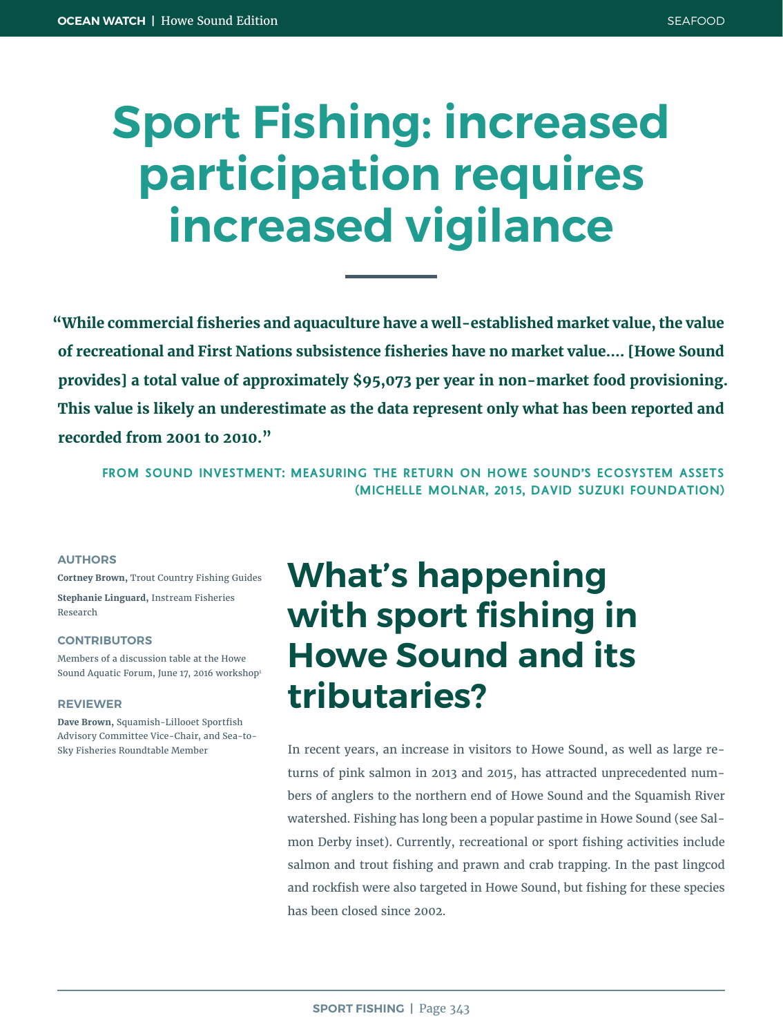# Sport Fishing: increased participation requires increased vigilance

> **"While commercial fisheries and aquaculture have a well-established market value, the value of recreational and First Nations subsistence fisheries have no market value.... [Howe Sound provides] a total value of approximately $95,073 per year in non-market food provisioning. This value is likely an underestimate as the data represent only what has been reported and recorded from 2001 to 2010."**
>
> FROM SOUND INVESTMENT: MEASURING THE RETURN ON HOWE SOUND'S ECOSYSTEM ASSETS (MICHELLE MOLNAR, 2015, DAVID SUZUKI FOUNDATION)

**AUTHORS**

**Cortney Brown,** Trout Country Fishing Guides

**Stephanie Linguard,** Instream Fisheries Research

**CONTRIBUTORS**

Members of a discussion table at the Howe Sound Aquatic Forum, June 17, 2016 workshop[1]

**REVIEWER**

**Dave Brown,** Squamish-Lillooet Sportfish Advisory Committee Vice-Chair, and Sea-to-Sky Fisheries Roundtable Member

## What's happening with sport fishing in Howe Sound and its tributaries?

In recent years, an increase in visitors to Howe Sound, as well as large returns of pink salmon in 2013 and 2015, has attracted unprecedented numbers of anglers to the northern end of Howe Sound and the Squamish River watershed. Fishing has long been a popular pastime in Howe Sound (see Salmon Derby inset). Currently, recreational or sport fishing activities include salmon and trout fishing and prawn and crab trapping. In the past lingcod and rockfish were also targeted in Howe Sound, but fishing for these species has been closed since 2002.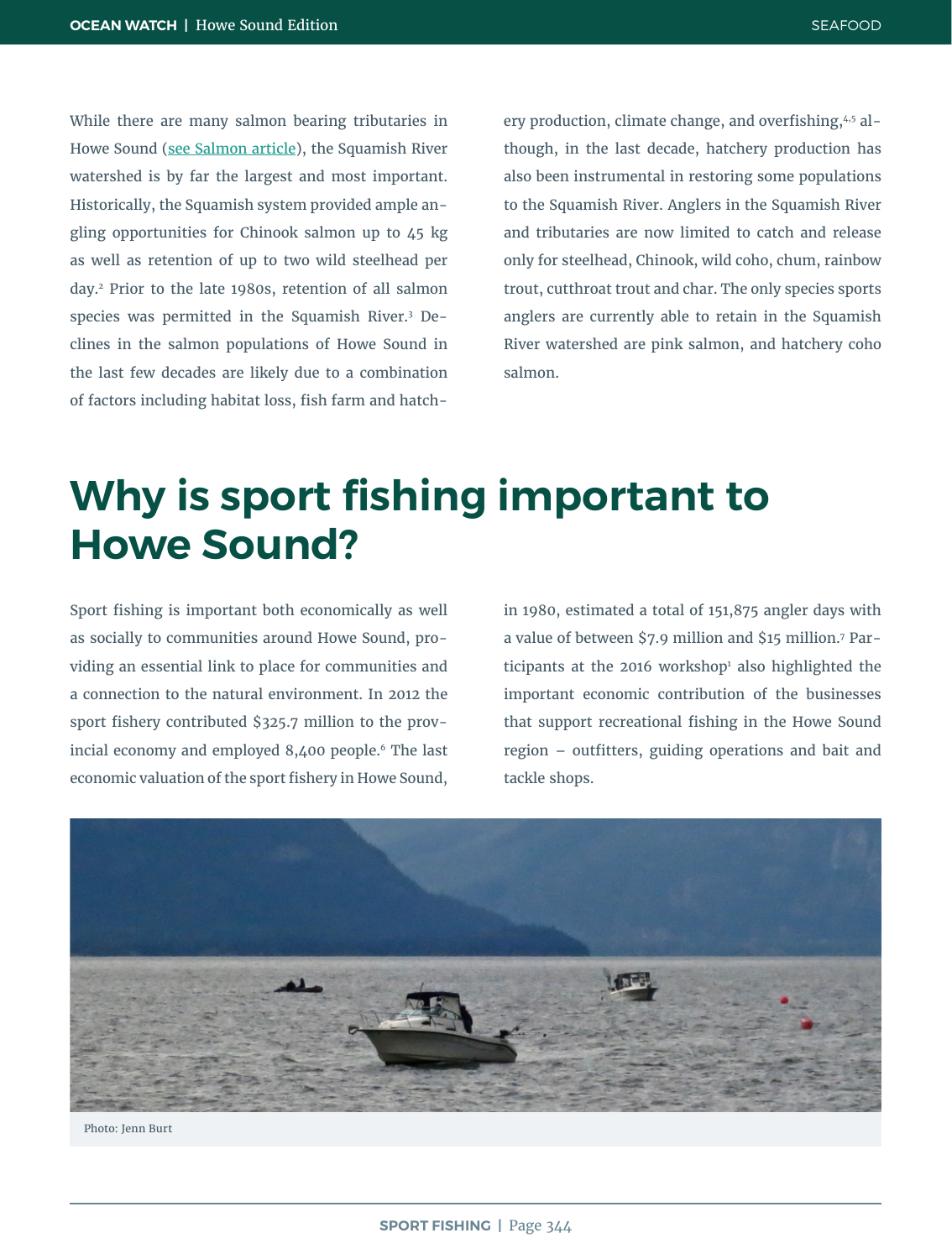While there are many salmon bearing tributaries in Howe Sound (see Salmon article), the Squamish River watershed is by far the largest and most important. Historically, the Squamish system provided ample angling opportunities for Chinook salmon up to 45 kg as well as retention of up to two wild steelhead per day.[2] Prior to the late 1980s, retention of all salmon species was permitted in the Squamish River.[3] Declines in the salmon populations of Howe Sound in the last few decades are likely due to a combination of factors including habitat loss, fish farm and hatchery production, climate change, and overfishing,[4,5] although, in the last decade, hatchery production has also been instrumental in restoring some populations to the Squamish River. Anglers in the Squamish River and tributaries are now limited to catch and release only for steelhead, Chinook, wild coho, chum, rainbow trout, cutthroat trout and char. The only species sports anglers are currently able to retain in the Squamish River watershed are pink salmon, and hatchery coho salmon.

# Why is sport fishing important to Howe Sound?

Sport fishing is important both economically as well as socially to communities around Howe Sound, providing an essential link to place for communities and a connection to the natural environment. In 2012 the sport fishery contributed $325.7 million to the provincial economy and employed 8,400 people.[6] The last economic valuation of the sport fishery in Howe Sound, in 1980, estimated a total of 151,875 angler days with a value of between $7.9 million and $15 million.[7] Participants at the 2016 workshop[1] also highlighted the important economic contribution of the businesses that support recreational fishing in the Howe Sound region – outfitters, guiding operations and bait and tackle shops.

Photo: Jenn Burt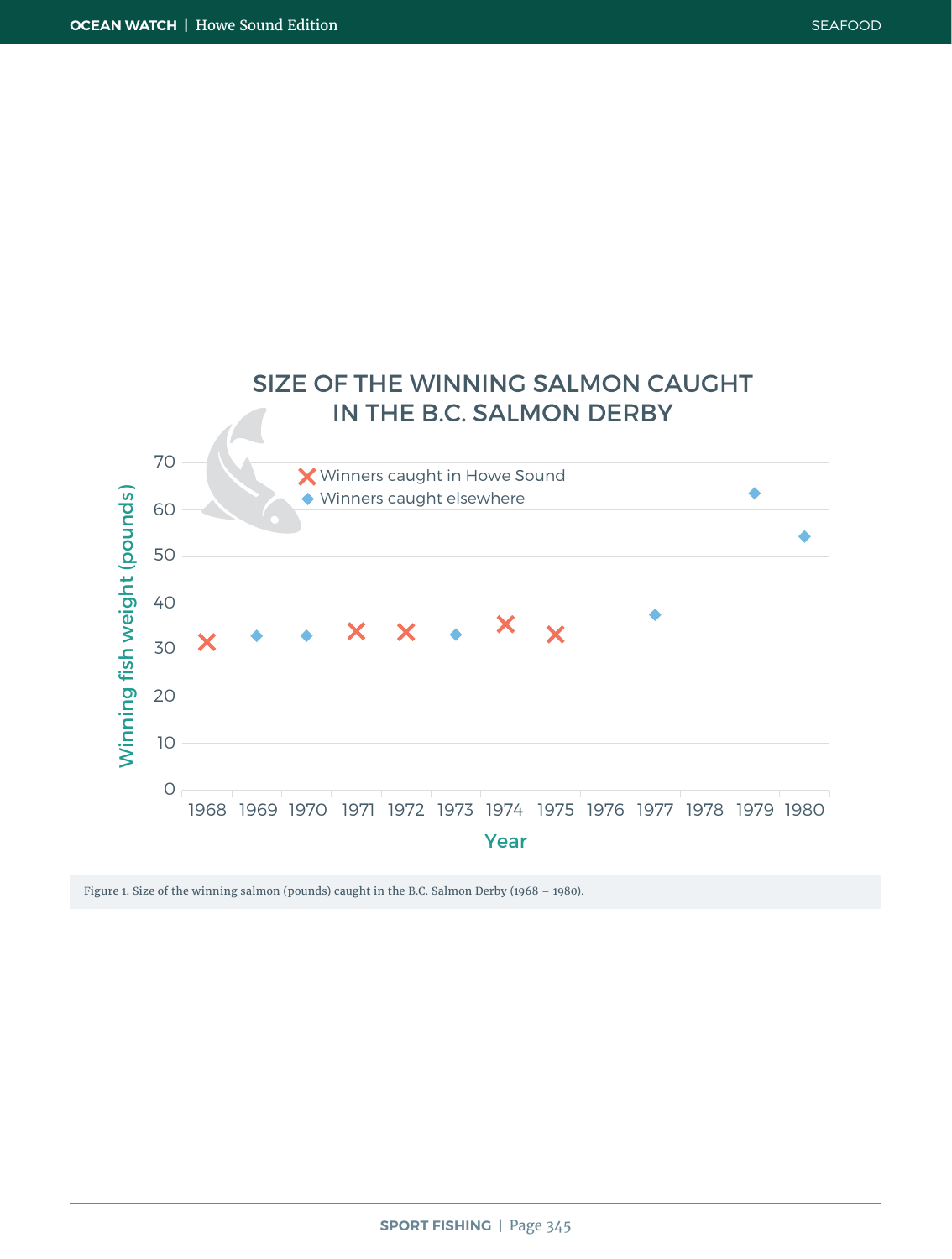## SIZE OF THE WINNING SALMON CAUGHT IN THE B.C. SALMON DERBY

Figure 1. Size of the winning salmon (pounds) caught in the B.C. Salmon Derby (1968 – 1980).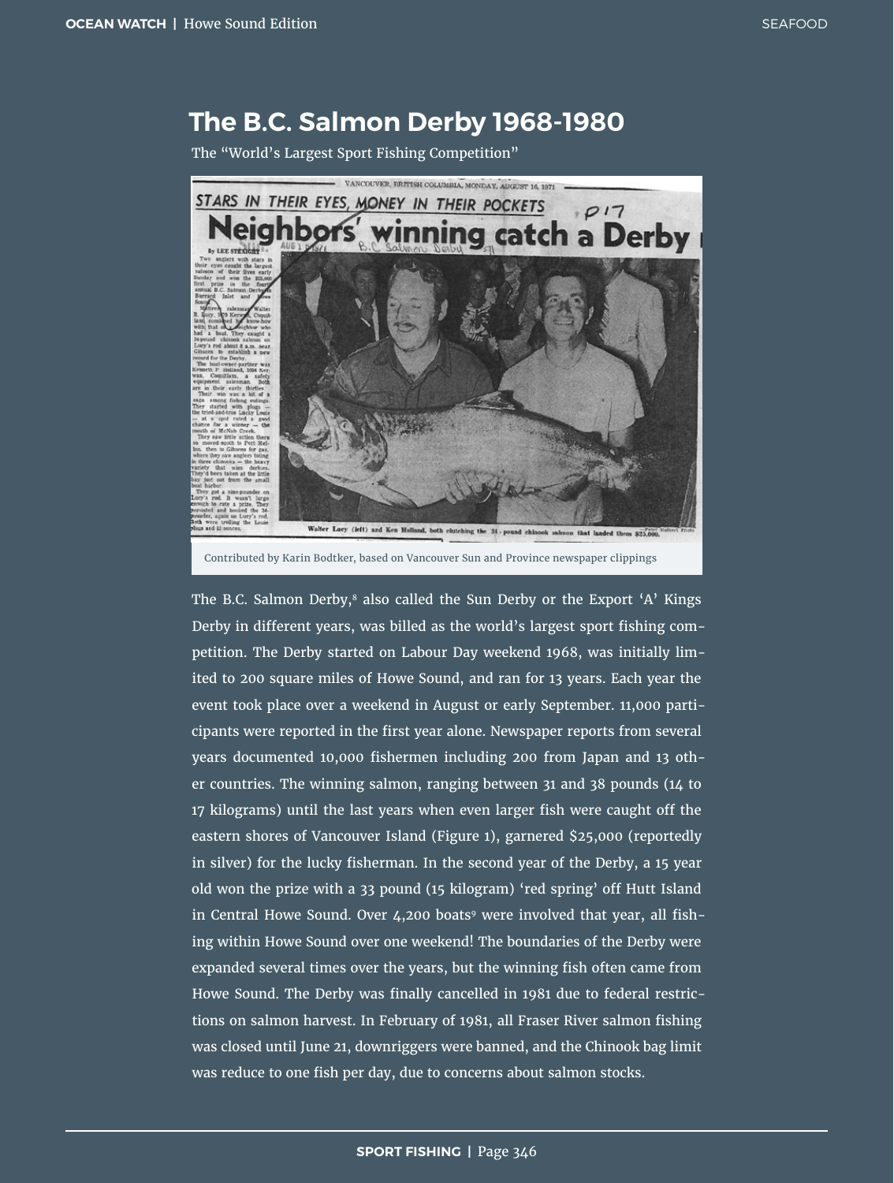# The B.C. Salmon Derby 1968-1980

The "World's Largest Sport Fishing Competition"

Contributed by Karin Bodtker, based on Vancouver Sun and Province newspaper clippings

The B.C. Salmon Derby,[8] also called the Sun Derby or the Export 'A' Kings Derby in different years, was billed as the world's largest sport fishing competition. The Derby started on Labour Day weekend 1968, was initially limited to 200 square miles of Howe Sound, and ran for 13 years. Each year the event took place over a weekend in August or early September. 11,000 participants were reported in the first year alone. Newspaper reports from several years documented 10,000 fishermen including 200 from Japan and 13 other countries. The winning salmon, ranging between 31 and 38 pounds (14 to 17 kilograms) until the last years when even larger fish were caught off the eastern shores of Vancouver Island (Figure 1), garnered $25,000 (reportedly in silver) for the lucky fisherman. In the second year of the Derby, a 15 year old won the prize with a 33 pound (15 kilogram) 'red spring' off Hutt Island in Central Howe Sound. Over 4,200 boats[9] were involved that year, all fishing within Howe Sound over one weekend! The boundaries of the Derby were expanded several times over the years, but the winning fish often came from Howe Sound. The Derby was finally cancelled in 1981 due to federal restrictions on salmon harvest. In February of 1981, all Fraser River salmon fishing was closed until June 21, downriggers were banned, and the Chinook bag limit was reduce to one fish per day, due to concerns about salmon stocks.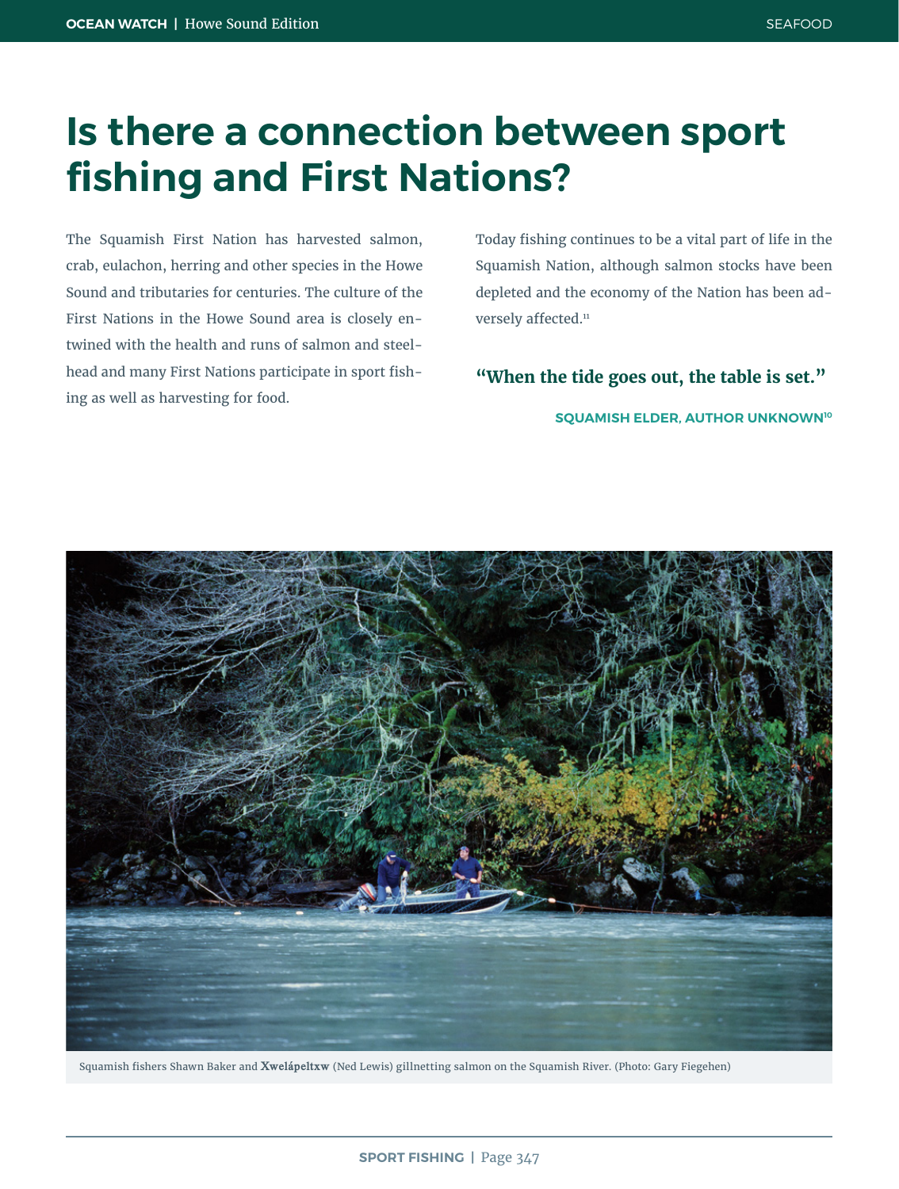# Is there a connection between sport fishing and First Nations?

The Squamish First Nation has harvested salmon, crab, eulachon, herring and other species in the Howe Sound and tributaries for centuries. The culture of the First Nations in the Howe Sound area is closely entwined with the health and runs of salmon and steelhead and many First Nations participate in sport fishing as well as harvesting for food.

Today fishing continues to be a vital part of life in the Squamish Nation, although salmon stocks have been depleted and the economy of the Nation has been adversely affected.[11]

> **"When the tide goes out, the table is set."**
>
> SQUAMISH ELDER, AUTHOR UNKNOWN[10]

Squamish fishers Shawn Baker and **Xwelápeltxw** (Ned Lewis) gillnetting salmon on the Squamish River. (Photo: Gary Fiegehen)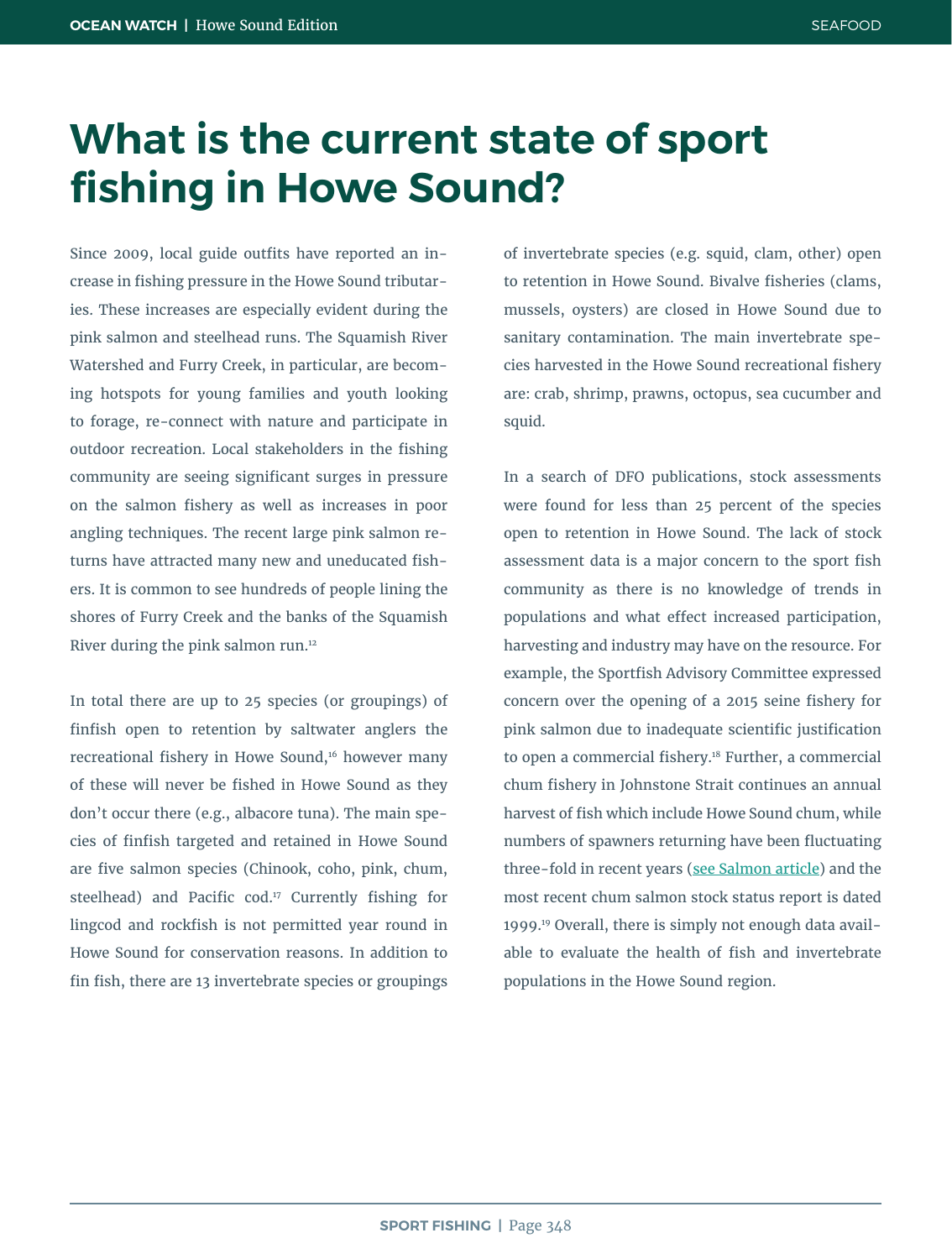# What is the current state of sport fishing in Howe Sound?

Since 2009, local guide outfits have reported an increase in fishing pressure in the Howe Sound tributaries. These increases are especially evident during the pink salmon and steelhead runs. The Squamish River Watershed and Furry Creek, in particular, are becoming hotspots for young families and youth looking to forage, re-connect with nature and participate in outdoor recreation. Local stakeholders in the fishing community are seeing significant surges in pressure on the salmon fishery as well as increases in poor angling techniques. The recent large pink salmon returns have attracted many new and uneducated fishers. It is common to see hundreds of people lining the shores of Furry Creek and the banks of the Squamish River during the pink salmon run.[12]

In total there are up to 25 species (or groupings) of finfish open to retention by saltwater anglers the recreational fishery in Howe Sound,[16] however many of these will never be fished in Howe Sound as they don't occur there (e.g., albacore tuna). The main species of finfish targeted and retained in Howe Sound are five salmon species (Chinook, coho, pink, chum, steelhead) and Pacific cod.[17] Currently fishing for lingcod and rockfish is not permitted year round in Howe Sound for conservation reasons. In addition to fin fish, there are 13 invertebrate species or groupings of invertebrate species (e.g. squid, clam, other) open to retention in Howe Sound. Bivalve fisheries (clams, mussels, oysters) are closed in Howe Sound due to sanitary contamination. The main invertebrate species harvested in the Howe Sound recreational fishery are: crab, shrimp, prawns, octopus, sea cucumber and squid.

In a search of DFO publications, stock assessments were found for less than 25 percent of the species open to retention in Howe Sound. The lack of stock assessment data is a major concern to the sport fish community as there is no knowledge of trends in populations and what effect increased participation, harvesting and industry may have on the resource. For example, the Sportfish Advisory Committee expressed concern over the opening of a 2015 seine fishery for pink salmon due to inadequate scientific justification to open a commercial fishery.[18] Further, a commercial chum fishery in Johnstone Strait continues an annual harvest of fish which include Howe Sound chum, while numbers of spawners returning have been fluctuating three-fold in recent years (see Salmon article) and the most recent chum salmon stock status report is dated 1999.[19] Overall, there is simply not enough data available to evaluate the health of fish and invertebrate populations in the Howe Sound region.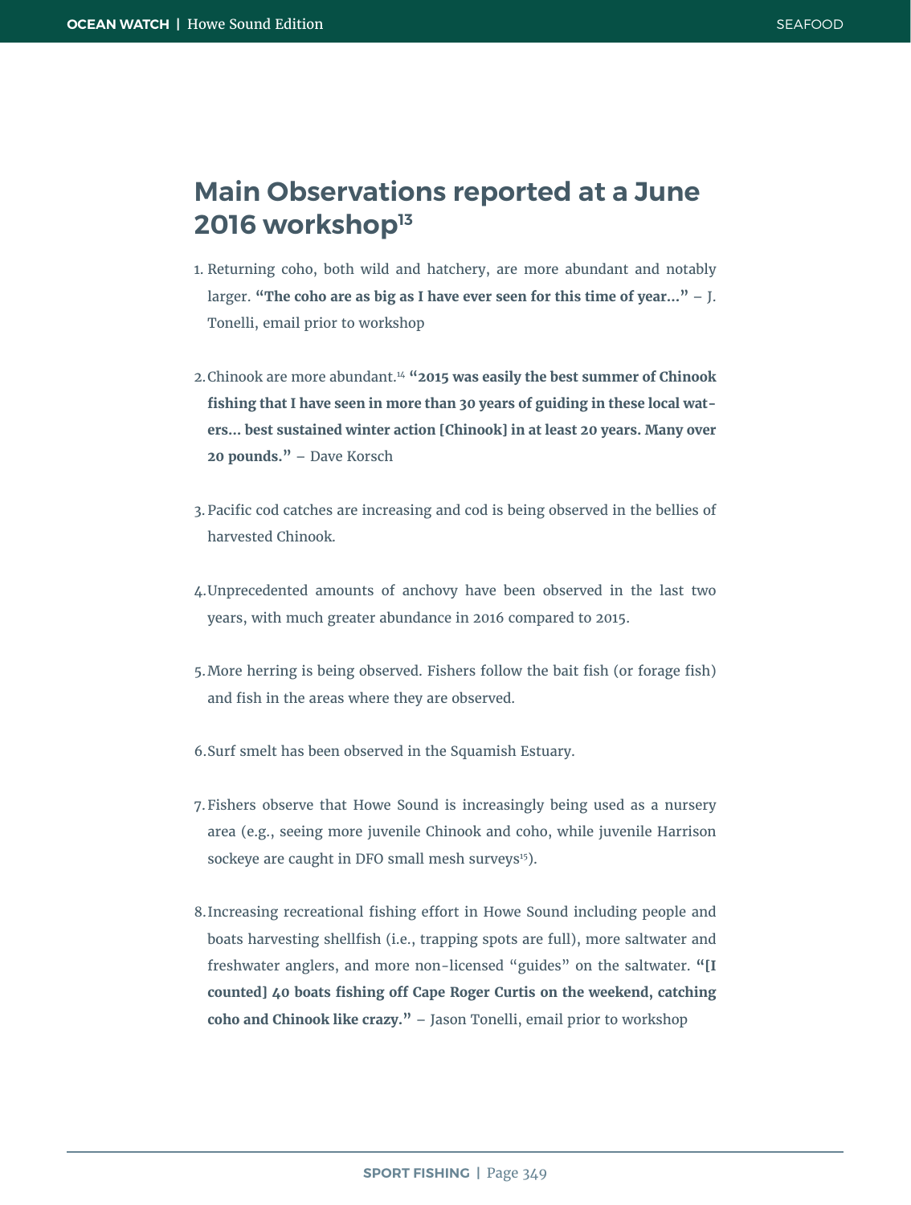## Main Observations reported at a June 2016 workshop[13]

1. Returning coho, both wild and hatchery, are more abundant and notably larger. **"The coho are as big as I have ever seen for this time of year..."** – J. Tonelli, email prior to workshop

2. Chinook are more abundant.[14] **"2015 was easily the best summer of Chinook fishing that I have seen in more than 30 years of guiding in these local waters... best sustained winter action [Chinook] in at least 20 years. Many over 20 pounds."** – Dave Korsch

3. Pacific cod catches are increasing and cod is being observed in the bellies of harvested Chinook.

4. Unprecedented amounts of anchovy have been observed in the last two years, with much greater abundance in 2016 compared to 2015.

5. More herring is being observed. Fishers follow the bait fish (or forage fish) and fish in the areas where they are observed.

6. Surf smelt has been observed in the Squamish Estuary.

7. Fishers observe that Howe Sound is increasingly being used as a nursery area (e.g., seeing more juvenile Chinook and coho, while juvenile Harrison sockeye are caught in DFO small mesh surveys[15]).

8. Increasing recreational fishing effort in Howe Sound including people and boats harvesting shellfish (i.e., trapping spots are full), more saltwater and freshwater anglers, and more non-licensed "guides" on the saltwater. **"[I counted] 40 boats fishing off Cape Roger Curtis on the weekend, catching coho and Chinook like crazy."** – Jason Tonelli, email prior to workshop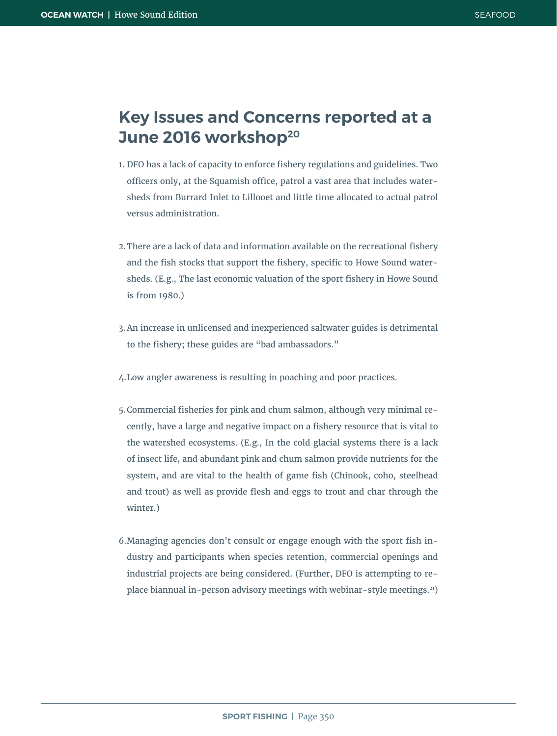## Key Issues and Concerns reported at a June 2016 workshop[20]

1. DFO has a lack of capacity to enforce fishery regulations and guidelines. Two officers only, at the Squamish office, patrol a vast area that includes watersheds from Burrard Inlet to Lillooet and little time allocated to actual patrol versus administration.

2. There are a lack of data and information available on the recreational fishery and the fish stocks that support the fishery, specific to Howe Sound watersheds. (E.g., The last economic valuation of the sport fishery in Howe Sound is from 1980.)

3. An increase in unlicensed and inexperienced saltwater guides is detrimental to the fishery; these guides are "bad ambassadors."

4. Low angler awareness is resulting in poaching and poor practices.

5. Commercial fisheries for pink and chum salmon, although very minimal recently, have a large and negative impact on a fishery resource that is vital to the watershed ecosystems. (E.g., In the cold glacial systems there is a lack of insect life, and abundant pink and chum salmon provide nutrients for the system, and are vital to the health of game fish (Chinook, coho, steelhead and trout) as well as provide flesh and eggs to trout and char through the winter.)

6. Managing agencies don't consult or engage enough with the sport fish industry and participants when species retention, commercial openings and industrial projects are being considered. (Further, DFO is attempting to replace biannual in-person advisory meetings with webinar-style meetings.[21])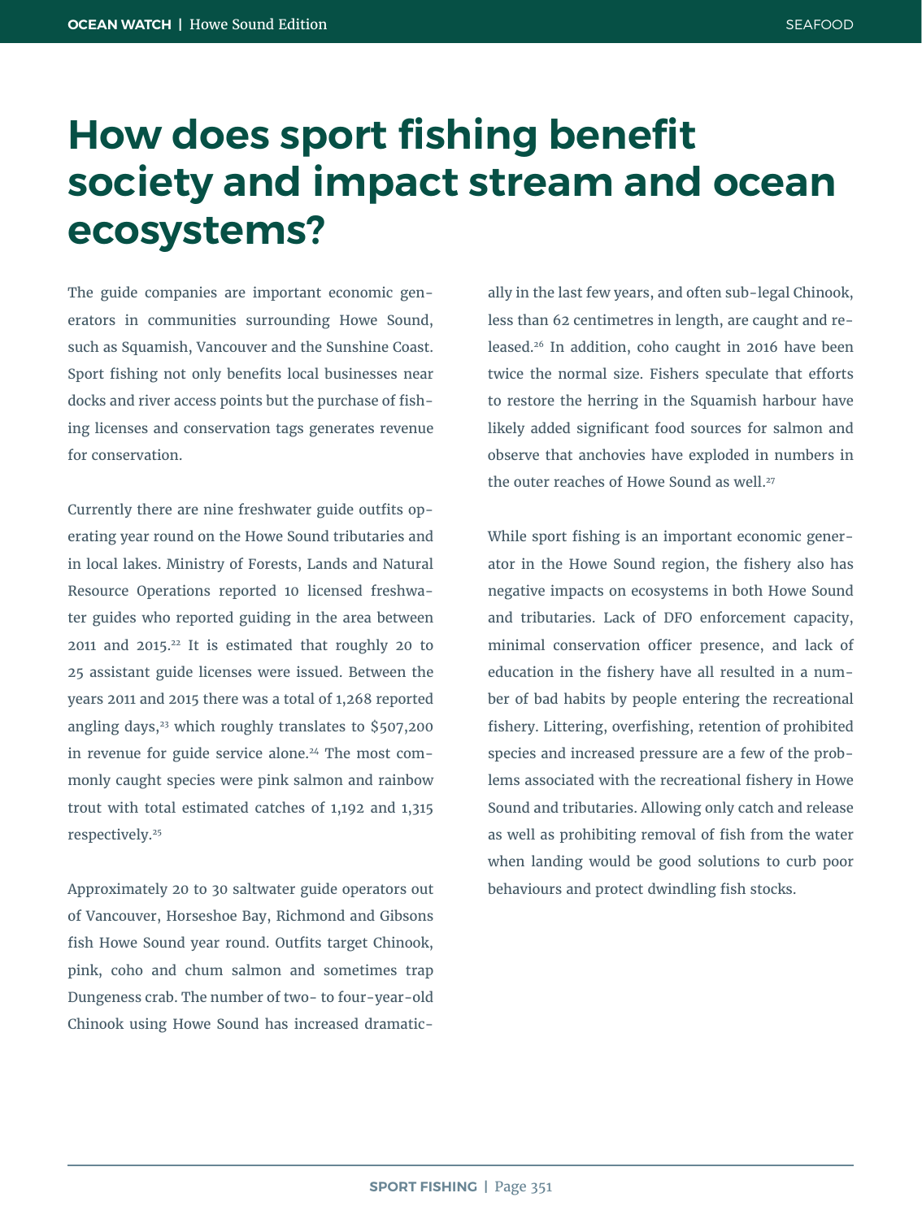# How does sport fishing benefit society and impact stream and ocean ecosystems?

The guide companies are important economic generators in communities surrounding Howe Sound, such as Squamish, Vancouver and the Sunshine Coast. Sport fishing not only benefits local businesses near docks and river access points but the purchase of fishing licenses and conservation tags generates revenue for conservation.

Currently there are nine freshwater guide outfits operating year round on the Howe Sound tributaries and in local lakes. Ministry of Forests, Lands and Natural Resource Operations reported 10 licensed freshwater guides who reported guiding in the area between 2011 and 2015.[22] It is estimated that roughly 20 to 25 assistant guide licenses were issued. Between the years 2011 and 2015 there was a total of 1,268 reported angling days,[23] which roughly translates to $507,200 in revenue for guide service alone.[24] The most commonly caught species were pink salmon and rainbow trout with total estimated catches of 1,192 and 1,315 respectively.[25]

Approximately 20 to 30 saltwater guide operators out of Vancouver, Horseshoe Bay, Richmond and Gibsons fish Howe Sound year round. Outfits target Chinook, pink, coho and chum salmon and sometimes trap Dungeness crab. The number of two- to four-year-old Chinook using Howe Sound has increased dramatically in the last few years, and often sub-legal Chinook, less than 62 centimetres in length, are caught and released.[26] In addition, coho caught in 2016 have been twice the normal size. Fishers speculate that efforts to restore the herring in the Squamish harbour have likely added significant food sources for salmon and observe that anchovies have exploded in numbers in the outer reaches of Howe Sound as well.[27]

While sport fishing is an important economic generator in the Howe Sound region, the fishery also has negative impacts on ecosystems in both Howe Sound and tributaries. Lack of DFO enforcement capacity, minimal conservation officer presence, and lack of education in the fishery have all resulted in a number of bad habits by people entering the recreational fishery. Littering, overfishing, retention of prohibited species and increased pressure are a few of the problems associated with the recreational fishery in Howe Sound and tributaries. Allowing only catch and release as well as prohibiting removal of fish from the water when landing would be good solutions to curb poor behaviours and protect dwindling fish stocks.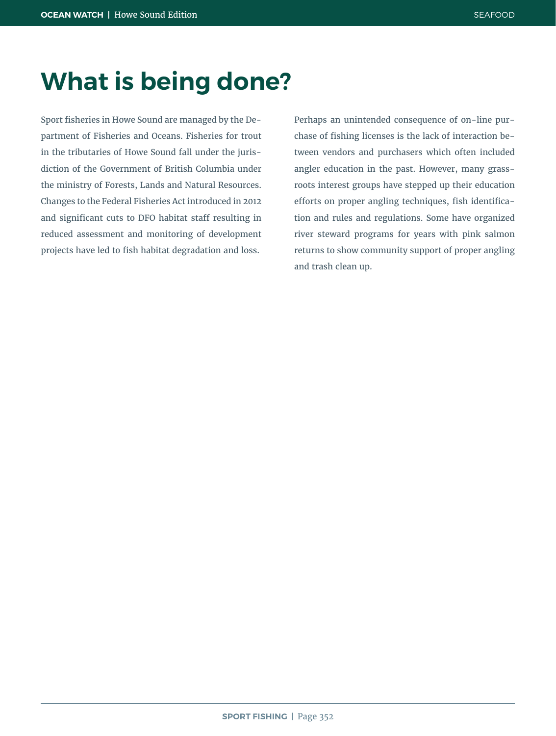# What is being done?

Sport fisheries in Howe Sound are managed by the Department of Fisheries and Oceans. Fisheries for trout in the tributaries of Howe Sound fall under the jurisdiction of the Government of British Columbia under the ministry of Forests, Lands and Natural Resources. Changes to the Federal Fisheries Act introduced in 2012 and significant cuts to DFO habitat staff resulting in reduced assessment and monitoring of development projects have led to fish habitat degradation and loss.

Perhaps an unintended consequence of on-line purchase of fishing licenses is the lack of interaction between vendors and purchasers which often included angler education in the past. However, many grassroots interest groups have stepped up their education efforts on proper angling techniques, fish identification and rules and regulations. Some have organized river steward programs for years with pink salmon returns to show community support of proper angling and trash clean up.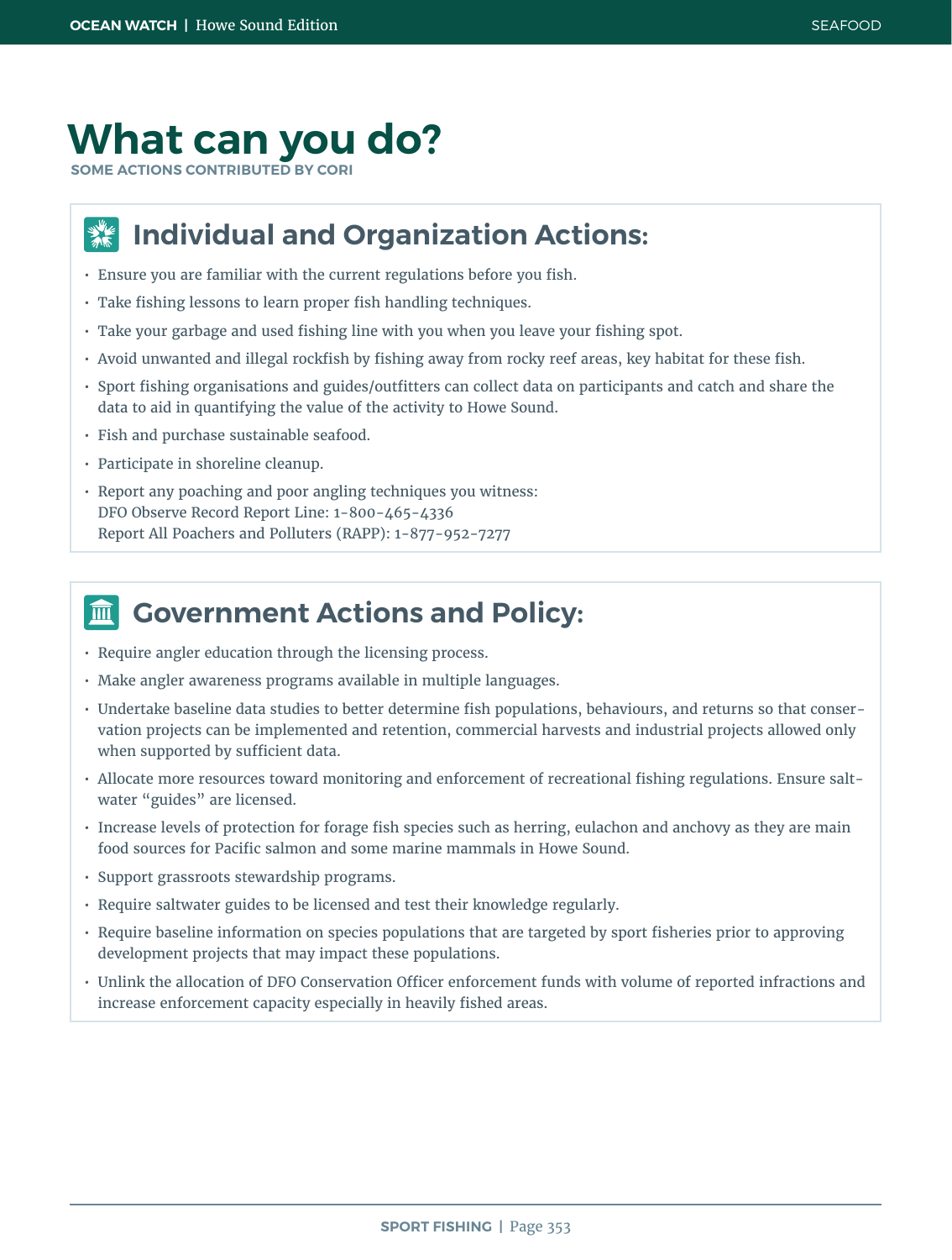# What can you do?

SOME ACTIONS CONTRIBUTED BY CORI

## Individual and Organization Actions:

- Ensure you are familiar with the current regulations before you fish.
- Take fishing lessons to learn proper fish handling techniques.
- Take your garbage and used fishing line with you when you leave your fishing spot.
- Avoid unwanted and illegal rockfish by fishing away from rocky reef areas, key habitat for these fish.
- Sport fishing organisations and guides/outfitters can collect data on participants and catch and share the data to aid in quantifying the value of the activity to Howe Sound.
- Fish and purchase sustainable seafood.
- Participate in shoreline cleanup.
- Report any poaching and poor angling techniques you witness:
  DFO Observe Record Report Line: 1-800-465-4336
  Report All Poachers and Polluters (RAPP): 1-877-952-7277

## Government Actions and Policy:

- Require angler education through the licensing process.
- Make angler awareness programs available in multiple languages.
- Undertake baseline data studies to better determine fish populations, behaviours, and returns so that conservation projects can be implemented and retention, commercial harvests and industrial projects allowed only when supported by sufficient data.
- Allocate more resources toward monitoring and enforcement of recreational fishing regulations. Ensure saltwater "guides" are licensed.
- Increase levels of protection for forage fish species such as herring, eulachon and anchovy as they are main food sources for Pacific salmon and some marine mammals in Howe Sound.
- Support grassroots stewardship programs.
- Require saltwater guides to be licensed and test their knowledge regularly.
- Require baseline information on species populations that are targeted by sport fisheries prior to approving development projects that may impact these populations.
- Unlink the allocation of DFO Conservation Officer enforcement funds with volume of reported infractions and increase enforcement capacity especially in heavily fished areas.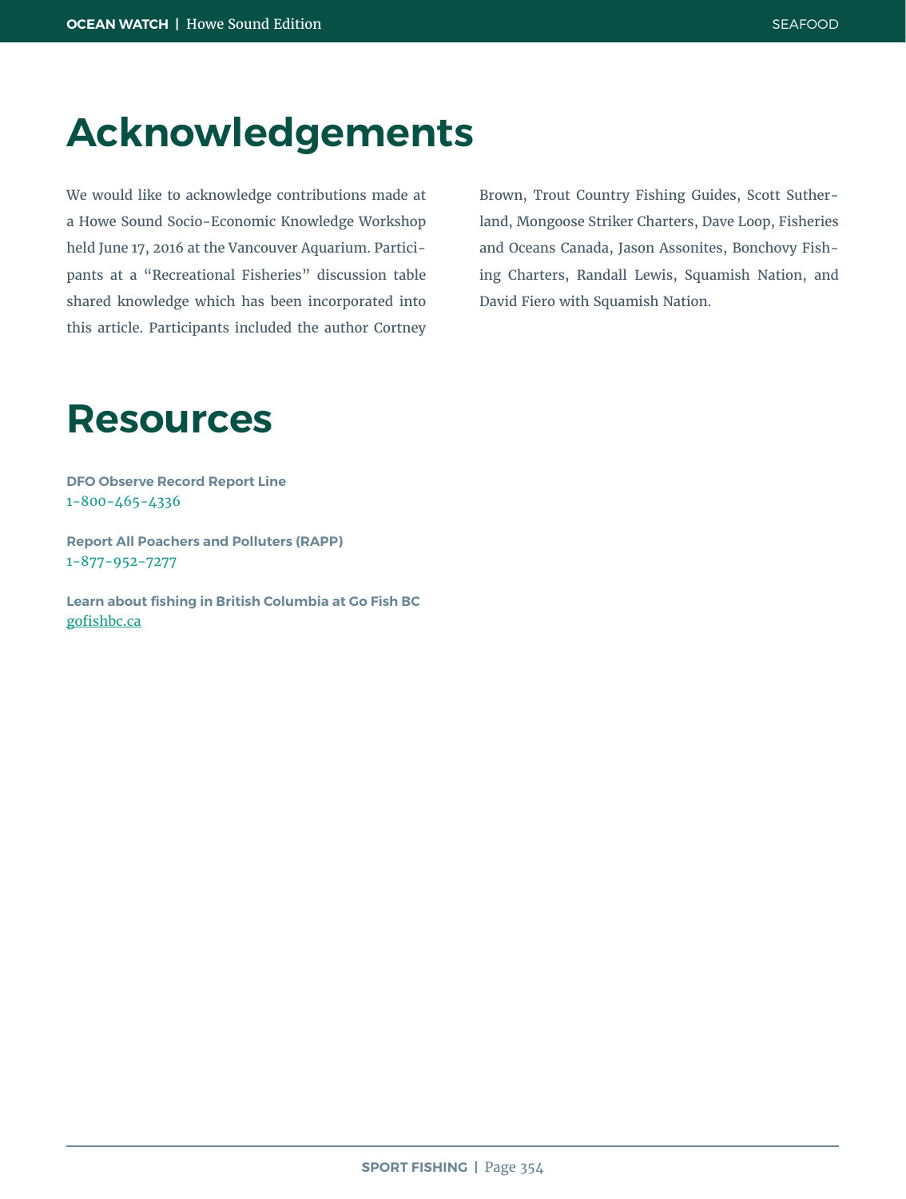# Acknowledgements

We would like to acknowledge contributions made at a Howe Sound Socio-Economic Knowledge Workshop held June 17, 2016 at the Vancouver Aquarium. Participants at a "Recreational Fisheries" discussion table shared knowledge which has been incorporated into this article. Participants included the author Cortney Brown, Trout Country Fishing Guides, Scott Sutherland, Mongoose Striker Charters, Dave Loop, Fisheries and Oceans Canada, Jason Assonites, Bonchovy Fishing Charters, Randall Lewis, Squamish Nation, and David Fiero with Squamish Nation.

# Resources

**DFO Observe Record Report Line**
1-800-465-4336

**Report All Poachers and Polluters (RAPP)**
1-877-952-7277

**Learn about fishing in British Columbia at Go Fish BC**
gofishbc.ca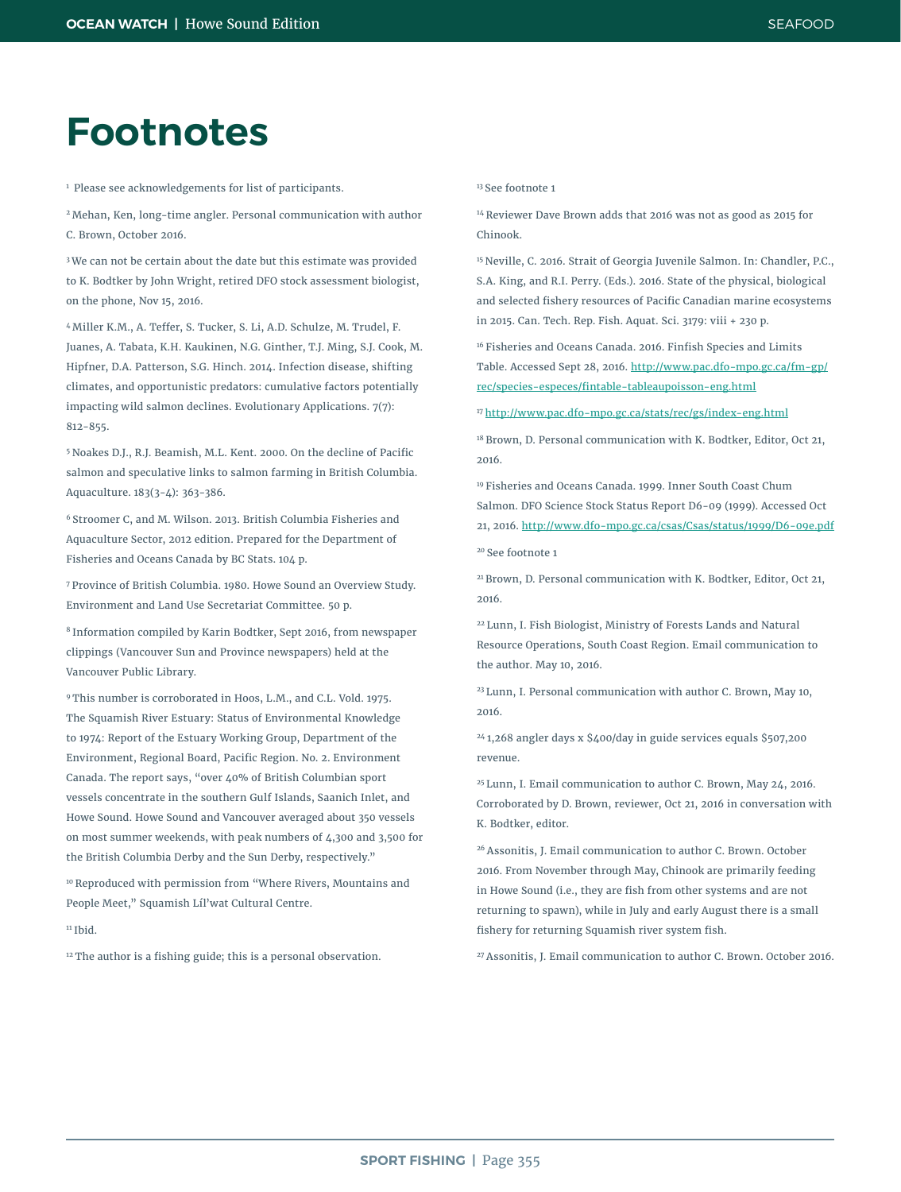# Footnotes

[1] Please see acknowledgements for list of participants.

[2] Mehan, Ken, long-time angler. Personal communication with author C. Brown, October 2016.

[3] We can not be certain about the date but this estimate was provided to K. Bodtker by John Wright, retired DFO stock assessment biologist, on the phone, Nov 15, 2016.

[4] Miller K.M., A. Teffer, S. Tucker, S. Li, A.D. Schulze, M. Trudel, F. Juanes, A. Tabata, K.H. Kaukinen, N.G. Ginther, T.J. Ming, S.J. Cook, M. Hipfner, D.A. Patterson, S.G. Hinch. 2014. Infection disease, shifting climates, and opportunistic predators: cumulative factors potentially impacting wild salmon declines. Evolutionary Applications. 7(7): 812-855.

[5] Noakes D.J., R.J. Beamish, M.L. Kent. 2000. On the decline of Pacific salmon and speculative links to salmon farming in British Columbia. Aquaculture. 183(3-4): 363-386.

[6] Stroomer C, and M. Wilson. 2013. British Columbia Fisheries and Aquaculture Sector, 2012 edition. Prepared for the Department of Fisheries and Oceans Canada by BC Stats. 104 p.

[7] Province of British Columbia. 1980. Howe Sound an Overview Study. Environment and Land Use Secretariat Committee. 50 p.

[8] Information compiled by Karin Bodtker, Sept 2016, from newspaper clippings (Vancouver Sun and Province newspapers) held at the Vancouver Public Library.

[9] This number is corroborated in Hoos, L.M., and C.L. Vold. 1975. The Squamish River Estuary: Status of Environmental Knowledge to 1974: Report of the Estuary Working Group, Department of the Environment, Regional Board, Pacific Region. No. 2. Environment Canada. The report says, "over 40% of British Columbian sport vessels concentrate in the southern Gulf Islands, Saanich Inlet, and Howe Sound. Howe Sound and Vancouver averaged about 350 vessels on most summer weekends, with peak numbers of 4,300 and 3,500 for the British Columbia Derby and the Sun Derby, respectively."

[10] Reproduced with permission from "Where Rivers, Mountains and People Meet," Squamish Líl'wat Cultural Centre.

[11] Ibid.

[12] The author is a fishing guide; this is a personal observation.

[13] See footnote 1

[14] Reviewer Dave Brown adds that 2016 was not as good as 2015 for Chinook.

[15] Neville, C. 2016. Strait of Georgia Juvenile Salmon. In: Chandler, P.C., S.A. King, and R.I. Perry. (Eds.). 2016. State of the physical, biological and selected fishery resources of Pacific Canadian marine ecosystems in 2015. Can. Tech. Rep. Fish. Aquat. Sci. 3179: viii + 230 p.

[16] Fisheries and Oceans Canada. 2016. Finfish Species and Limits Table. Accessed Sept 28, 2016. http://www.pac.dfo-mpo.gc.ca/fm-gp/rec/species-especes/fintable-tableaupoisson-eng.html

[17] http://www.pac.dfo-mpo.gc.ca/stats/rec/gs/index-eng.html

[18] Brown, D. Personal communication with K. Bodtker, Editor, Oct 21, 2016.

[19] Fisheries and Oceans Canada. 1999. Inner South Coast Chum Salmon. DFO Science Stock Status Report D6-09 (1999). Accessed Oct 21, 2016. http://www.dfo-mpo.gc.ca/csas/Csas/status/1999/D6-09e.pdf

[20] See footnote 1

[21] Brown, D. Personal communication with K. Bodtker, Editor, Oct 21, 2016.

[22] Lunn, I. Fish Biologist, Ministry of Forests Lands and Natural Resource Operations, South Coast Region. Email communication to the author. May 10, 2016.

[23] Lunn, I. Personal communication with author C. Brown, May 10, 2016.

[24] 1,268 angler days x $400/day in guide services equals $507,200 revenue.

[25] Lunn, I. Email communication to author C. Brown, May 24, 2016. Corroborated by D. Brown, reviewer, Oct 21, 2016 in conversation with K. Bodtker, editor.

[26] Assonitis, J. Email communication to author C. Brown. October 2016. From November through May, Chinook are primarily feeding in Howe Sound (i.e., they are fish from other systems and are not returning to spawn), while in July and early August there is a small fishery for returning Squamish river system fish.

[27] Assonitis, J. Email communication to author C. Brown. October 2016.